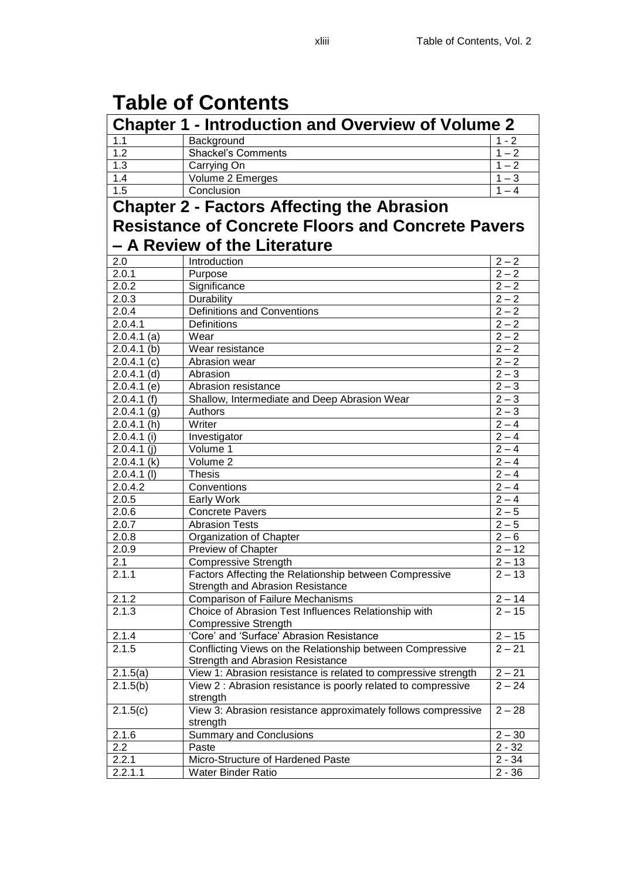# Table of Contents

## Chapter 1 - Introduction and Overview of Volume 2

| | | |
|---|---|---|
| 1.1 | Background | 1 - 2 |
| 1.2 | Shackel's Comments | 1 – 2 |
| 1.3 | Carrying On | 1 – 2 |
| 1.4 | Volume 2 Emerges | 1 – 3 |
| 1.5 | Conclusion | 1 – 4 |

## Chapter 2 - Factors Affecting the Abrasion Resistance of Concrete Floors and Concrete Pavers – A Review of the Literature

| | | |
|---|---|---|
| 2.0 | Introduction | 2 – 2 |
| 2.0.1 | Purpose | 2 – 2 |
| 2.0.2 | Significance | 2 – 2 |
| 2.0.3 | Durability | 2 – 2 |
| 2.0.4 | Definitions and Conventions | 2 – 2 |
| 2.0.4.1 | Definitions | 2 – 2 |
| 2.0.4.1 (a) | Wear | 2 – 2 |
| 2.0.4.1 (b) | Wear resistance | 2 – 2 |
| 2.0.4.1 (c) | Abrasion wear | 2 – 2 |
| 2.0.4.1 (d) | Abrasion | 2 – 3 |
| 2.0.4.1 (e) | Abrasion resistance | 2 – 3 |
| 2.0.4.1 (f) | Shallow, Intermediate and Deep Abrasion Wear | 2 – 3 |
| 2.0.4.1 (g) | Authors | 2 – 3 |
| 2.0.4.1 (h) | Writer | 2 – 4 |
| 2.0.4.1 (i) | Investigator | 2 – 4 |
| 2.0.4.1 (j) | Volume 1 | 2 – 4 |
| 2.0.4.1 (k) | Volume 2 | 2 – 4 |
| 2.0.4.1 (l) | Thesis | 2 – 4 |
| 2.0.4.2 | Conventions | 2 – 4 |
| 2.0.5 | Early Work | 2 – 4 |
| 2.0.6 | Concrete Pavers | 2 – 5 |
| 2.0.7 | Abrasion Tests | 2 – 5 |
| 2.0.8 | Organization of Chapter | 2 – 6 |
| 2.0.9 | Preview of Chapter | 2 – 12 |
| 2.1 | Compressive Strength | 2 – 13 |
| 2.1.1 | Factors Affecting the Relationship between Compressive Strength and Abrasion Resistance | 2 – 13 |
| 2.1.2 | Comparison of Failure Mechanisms | 2 – 14 |
| 2.1.3 | Choice of Abrasion Test Influences Relationship with Compressive Strength | 2 – 15 |
| 2.1.4 | 'Core' and 'Surface' Abrasion Resistance | 2 – 15 |
| 2.1.5 | Conflicting Views on the Relationship between Compressive Strength and Abrasion Resistance | 2 – 21 |
| 2.1.5(a) | View 1: Abrasion resistance is related to compressive strength | 2 – 21 |
| 2.1.5(b) | View 2 : Abrasion resistance is poorly related to compressive strength | 2 – 24 |
| 2.1.5(c) | View 3: Abrasion resistance approximately follows compressive strength | 2 – 28 |
| 2.1.6 | Summary and Conclusions | 2 – 30 |
| 2.2 | Paste | 2 - 32 |
| 2.2.1 | Micro-Structure of Hardened Paste | 2 - 34 |
| 2.2.1.1 | Water Binder Ratio | 2 - 36 |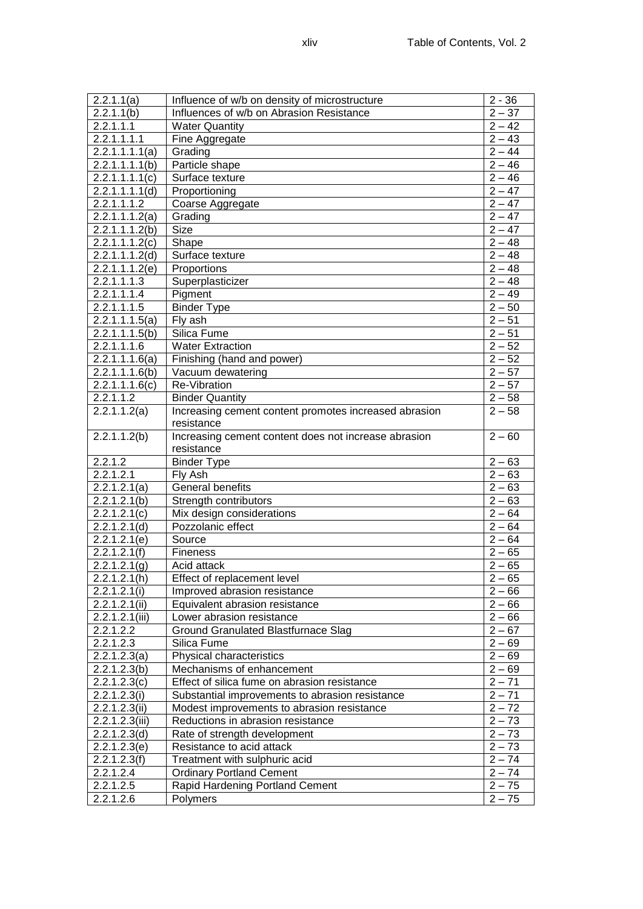| 2.2.1.1(a) | Influence of w/b on density of microstructure | 2 - 36 |
|---|---|---|
| 2.2.1.1(b) | Influences of w/b on Abrasion Resistance | 2 – 37 |
| 2.2.1.1.1 | Water Quantity | 2 – 42 |
| 2.2.1.1.1.1 | Fine Aggregate | 2 – 43 |
| 2.2.1.1.1.1(a) | Grading | 2 – 44 |
| 2.2.1.1.1.1(b) | Particle shape | 2 – 46 |
| 2.2.1.1.1.1(c) | Surface texture | 2 – 46 |
| 2.2.1.1.1.1(d) | Proportioning | 2 – 47 |
| 2.2.1.1.1.2 | Coarse Aggregate | 2 – 47 |
| 2.2.1.1.1.2(a) | Grading | 2 – 47 |
| 2.2.1.1.1.2(b) | Size | 2 – 47 |
| 2.2.1.1.1.2(c) | Shape | 2 – 48 |
| 2.2.1.1.1.2(d) | Surface texture | 2 – 48 |
| 2.2.1.1.1.2(e) | Proportions | 2 – 48 |
| 2.2.1.1.1.3 | Superplasticizer | 2 – 48 |
| 2.2.1.1.1.4 | Pigment | 2 – 49 |
| 2.2.1.1.1.5 | Binder Type | 2 – 50 |
| 2.2.1.1.1.5(a) | Fly ash | 2 – 51 |
| 2.2.1.1.1.5(b) | Silica Fume | 2 – 51 |
| 2.2.1.1.1.6 | Water Extraction | 2 – 52 |
| 2.2.1.1.1.6(a) | Finishing (hand and power) | 2 – 52 |
| 2.2.1.1.1.6(b) | Vacuum dewatering | 2 – 57 |
| 2.2.1.1.1.6(c) | Re-Vibration | 2 – 57 |
| 2.2.1.1.2 | Binder Quantity | 2 – 58 |
| 2.2.1.1.2(a) | Increasing cement content promotes increased abrasion resistance | 2 – 58 |
| 2.2.1.1.2(b) | Increasing cement content does not increase abrasion resistance | 2 – 60 |
| 2.2.1.2 | Binder Type | 2 – 63 |
| 2.2.1.2.1 | Fly Ash | 2 – 63 |
| 2.2.1.2.1(a) | General benefits | 2 – 63 |
| 2.2.1.2.1(b) | Strength contributors | 2 – 63 |
| 2.2.1.2.1(c) | Mix design considerations | 2 – 64 |
| 2.2.1.2.1(d) | Pozzolanic effect | 2 – 64 |
| 2.2.1.2.1(e) | Source | 2 – 64 |
| 2.2.1.2.1(f) | Fineness | 2 – 65 |
| 2.2.1.2.1(g) | Acid attack | 2 – 65 |
| 2.2.1.2.1(h) | Effect of replacement level | 2 – 65 |
| 2.2.1.2.1(i) | Improved abrasion resistance | 2 – 66 |
| 2.2.1.2.1(ii) | Equivalent abrasion resistance | 2 – 66 |
| 2.2.1.2.1(iii) | Lower abrasion resistance | 2 – 66 |
| 2.2.1.2.2 | Ground Granulated Blastfurnace Slag | 2 – 67 |
| 2.2.1.2.3 | Silica Fume | 2 – 69 |
| 2.2.1.2.3(a) | Physical characteristics | 2 – 69 |
| 2.2.1.2.3(b) | Mechanisms of enhancement | 2 – 69 |
| 2.2.1.2.3(c) | Effect of silica fume on abrasion resistance | 2 – 71 |
| 2.2.1.2.3(i) | Substantial improvements to abrasion resistance | 2 – 71 |
| 2.2.1.2.3(ii) | Modest improvements to abrasion resistance | 2 – 72 |
| 2.2.1.2.3(iii) | Reductions in abrasion resistance | 2 – 73 |
| 2.2.1.2.3(d) | Rate of strength development | 2 – 73 |
| 2.2.1.2.3(e) | Resistance to acid attack | 2 – 73 |
| 2.2.1.2.3(f) | Treatment with sulphuric acid | 2 – 74 |
| 2.2.1.2.4 | Ordinary Portland Cement | 2 – 74 |
| 2.2.1.2.5 | Rapid Hardening Portland Cement | 2 – 75 |
| 2.2.1.2.6 | Polymers | 2 – 75 |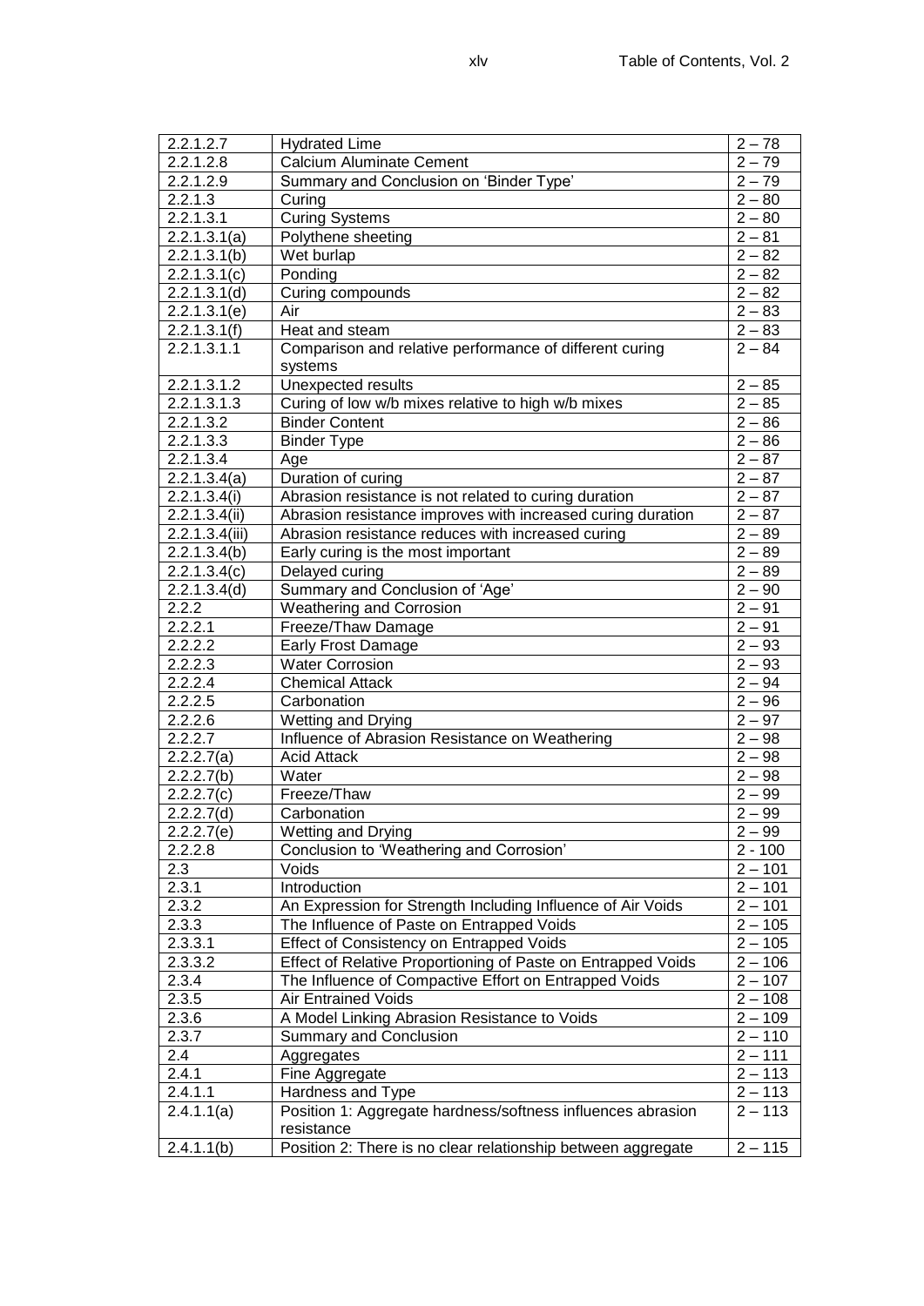| | | |
|---|---|---|
| 2.2.1.2.7 | Hydrated Lime | 2 – 78 |
| 2.2.1.2.8 | Calcium Aluminate Cement | 2 – 79 |
| 2.2.1.2.9 | Summary and Conclusion on 'Binder Type' | 2 – 79 |
| 2.2.1.3 | Curing | 2 – 80 |
| 2.2.1.3.1 | Curing Systems | 2 – 80 |
| 2.2.1.3.1(a) | Polythene sheeting | 2 – 81 |
| 2.2.1.3.1(b) | Wet burlap | 2 – 82 |
| 2.2.1.3.1(c) | Ponding | 2 – 82 |
| 2.2.1.3.1(d) | Curing compounds | 2 – 82 |
| 2.2.1.3.1(e) | Air | 2 – 83 |
| 2.2.1.3.1(f) | Heat and steam | 2 – 83 |
| 2.2.1.3.1.1 | Comparison and relative performance of different curing systems | 2 – 84 |
| 2.2.1.3.1.2 | Unexpected results | 2 – 85 |
| 2.2.1.3.1.3 | Curing of low w/b mixes relative to high w/b mixes | 2 – 85 |
| 2.2.1.3.2 | Binder Content | 2 – 86 |
| 2.2.1.3.3 | Binder Type | 2 – 86 |
| 2.2.1.3.4 | Age | 2 – 87 |
| 2.2.1.3.4(a) | Duration of curing | 2 – 87 |
| 2.2.1.3.4(i) | Abrasion resistance is not related to curing duration | 2 – 87 |
| 2.2.1.3.4(ii) | Abrasion resistance improves with increased curing duration | 2 – 87 |
| 2.2.1.3.4(iii) | Abrasion resistance reduces with increased curing | 2 – 89 |
| 2.2.1.3.4(b) | Early curing is the most important | 2 – 89 |
| 2.2.1.3.4(c) | Delayed curing | 2 – 89 |
| 2.2.1.3.4(d) | Summary and Conclusion of 'Age' | 2 – 90 |
| 2.2.2 | Weathering and Corrosion | 2 – 91 |
| 2.2.2.1 | Freeze/Thaw Damage | 2 – 91 |
| 2.2.2.2 | Early Frost Damage | 2 – 93 |
| 2.2.2.3 | Water Corrosion | 2 – 93 |
| 2.2.2.4 | Chemical Attack | 2 – 94 |
| 2.2.2.5 | Carbonation | 2 – 96 |
| 2.2.2.6 | Wetting and Drying | 2 – 97 |
| 2.2.2.7 | Influence of Abrasion Resistance on Weathering | 2 – 98 |
| 2.2.2.7(a) | Acid Attack | 2 – 98 |
| 2.2.2.7(b) | Water | 2 – 98 |
| 2.2.2.7(c) | Freeze/Thaw | 2 – 99 |
| 2.2.2.7(d) | Carbonation | 2 – 99 |
| 2.2.2.7(e) | Wetting and Drying | 2 – 99 |
| 2.2.2.8 | Conclusion to 'Weathering and Corrosion' | 2 - 100 |
| 2.3 | Voids | 2 – 101 |
| 2.3.1 | Introduction | 2 – 101 |
| 2.3.2 | An Expression for Strength Including Influence of Air Voids | 2 – 101 |
| 2.3.3 | The Influence of Paste on Entrapped Voids | 2 – 105 |
| 2.3.3.1 | Effect of Consistency on Entrapped Voids | 2 – 105 |
| 2.3.3.2 | Effect of Relative Proportioning of Paste on Entrapped Voids | 2 – 106 |
| 2.3.4 | The Influence of Compactive Effort on Entrapped Voids | 2 – 107 |
| 2.3.5 | Air Entrained Voids | 2 – 108 |
| 2.3.6 | A Model Linking Abrasion Resistance to Voids | 2 – 109 |
| 2.3.7 | Summary and Conclusion | 2 – 110 |
| 2.4 | Aggregates | 2 – 111 |
| 2.4.1 | Fine Aggregate | 2 – 113 |
| 2.4.1.1 | Hardness and Type | 2 – 113 |
| 2.4.1.1(a) | Position 1: Aggregate hardness/softness influences abrasion resistance | 2 – 113 |
| 2.4.1.1(b) | Position 2: There is no clear relationship between aggregate | 2 – 115 |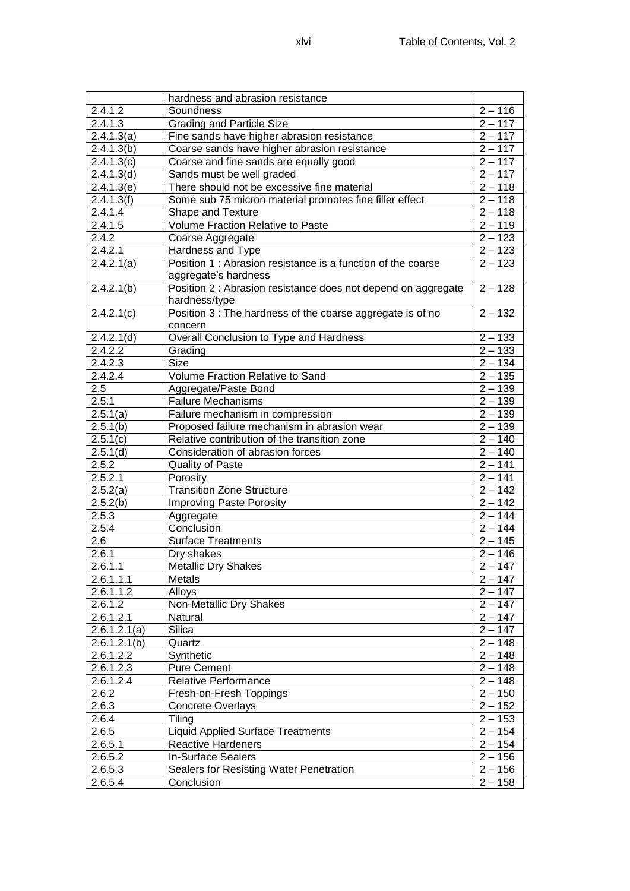| | | |
|---|---|---|
| | hardness and abrasion resistance | |
| 2.4.1.2 | Soundness | 2 – 116 |
| 2.4.1.3 | Grading and Particle Size | 2 – 117 |
| 2.4.1.3(a) | Fine sands have higher abrasion resistance | 2 – 117 |
| 2.4.1.3(b) | Coarse sands have higher abrasion resistance | 2 – 117 |
| 2.4.1.3(c) | Coarse and fine sands are equally good | 2 – 117 |
| 2.4.1.3(d) | Sands must be well graded | 2 – 117 |
| 2.4.1.3(e) | There should not be excessive fine material | 2 – 118 |
| 2.4.1.3(f) | Some sub 75 micron material promotes fine filler effect | 2 – 118 |
| 2.4.1.4 | Shape and Texture | 2 – 118 |
| 2.4.1.5 | Volume Fraction Relative to Paste | 2 – 119 |
| 2.4.2 | Coarse Aggregate | 2 – 123 |
| 2.4.2.1 | Hardness and Type | 2 – 123 |
| 2.4.2.1(a) | Position 1 : Abrasion resistance is a function of the coarse aggregate's hardness | 2 – 123 |
| 2.4.2.1(b) | Position 2 : Abrasion resistance does not depend on aggregate hardness/type | 2 – 128 |
| 2.4.2.1(c) | Position 3 : The hardness of the coarse aggregate is of no concern | 2 – 132 |
| 2.4.2.1(d) | Overall Conclusion to Type and Hardness | 2 – 133 |
| 2.4.2.2 | Grading | 2 – 133 |
| 2.4.2.3 | Size | 2 – 134 |
| 2.4.2.4 | Volume Fraction Relative to Sand | 2 – 135 |
| 2.5 | Aggregate/Paste Bond | 2 – 139 |
| 2.5.1 | Failure Mechanisms | 2 – 139 |
| 2.5.1(a) | Failure mechanism in compression | 2 – 139 |
| 2.5.1(b) | Proposed failure mechanism in abrasion wear | 2 – 139 |
| 2.5.1(c) | Relative contribution of the transition zone | 2 – 140 |
| 2.5.1(d) | Consideration of abrasion forces | 2 – 140 |
| 2.5.2 | Quality of Paste | 2 – 141 |
| 2.5.2.1 | Porosity | 2 – 141 |
| 2.5.2(a) | Transition Zone Structure | 2 – 142 |
| 2.5.2(b) | Improving Paste Porosity | 2 – 142 |
| 2.5.3 | Aggregate | 2 – 144 |
| 2.5.4 | Conclusion | 2 – 144 |
| 2.6 | Surface Treatments | 2 – 145 |
| 2.6.1 | Dry shakes | 2 – 146 |
| 2.6.1.1 | Metallic Dry Shakes | 2 – 147 |
| 2.6.1.1.1 | Metals | 2 – 147 |
| 2.6.1.1.2 | Alloys | 2 – 147 |
| 2.6.1.2 | Non-Metallic Dry Shakes | 2 – 147 |
| 2.6.1.2.1 | Natural | 2 – 147 |
| 2.6.1.2.1(a) | Silica | 2 – 147 |
| 2.6.1.2.1(b) | Quartz | 2 – 148 |
| 2.6.1.2.2 | Synthetic | 2 – 148 |
| 2.6.1.2.3 | Pure Cement | 2 – 148 |
| 2.6.1.2.4 | Relative Performance | 2 – 148 |
| 2.6.2 | Fresh-on-Fresh Toppings | 2 – 150 |
| 2.6.3 | Concrete Overlays | 2 – 152 |
| 2.6.4 | Tiling | 2 – 153 |
| 2.6.5 | Liquid Applied Surface Treatments | 2 – 154 |
| 2.6.5.1 | Reactive Hardeners | 2 – 154 |
| 2.6.5.2 | In-Surface Sealers | 2 – 156 |
| 2.6.5.3 | Sealers for Resisting Water Penetration | 2 – 156 |
| 2.6.5.4 | Conclusion | 2 – 158 |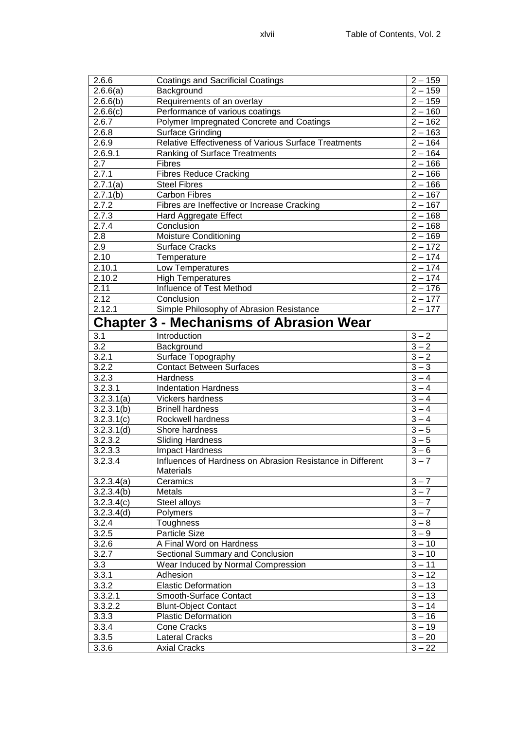| | | |
|---|---|---|
| 2.6.6 | Coatings and Sacrificial Coatings | 2 – 159 |
| 2.6.6(a) | Background | 2 – 159 |
| 2.6.6(b) | Requirements of an overlay | 2 – 159 |
| 2.6.6(c) | Performance of various coatings | 2 – 160 |
| 2.6.7 | Polymer Impregnated Concrete and Coatings | 2 – 162 |
| 2.6.8 | Surface Grinding | 2 – 163 |
| 2.6.9 | Relative Effectiveness of Various Surface Treatments | 2 – 164 |
| 2.6.9.1 | Ranking of Surface Treatments | 2 – 164 |
| 2.7 | Fibres | 2 – 166 |
| 2.7.1 | Fibres Reduce Cracking | 2 – 166 |
| 2.7.1(a) | Steel Fibres | 2 – 166 |
| 2.7.1(b) | Carbon Fibres | 2 – 167 |
| 2.7.2 | Fibres are Ineffective or Increase Cracking | 2 – 167 |
| 2.7.3 | Hard Aggregate Effect | 2 – 168 |
| 2.7.4 | Conclusion | 2 – 168 |
| 2.8 | Moisture Conditioning | 2 – 169 |
| 2.9 | Surface Cracks | 2 – 172 |
| 2.10 | Temperature | 2 – 174 |
| 2.10.1 | Low Temperatures | 2 – 174 |
| 2.10.2 | High Temperatures | 2 – 174 |
| 2.11 | Influence of Test Method | 2 – 176 |
| 2.12 | Conclusion | 2 – 177 |
| 2.12.1 | Simple Philosophy of Abrasion Resistance | 2 – 177 |

## Chapter 3 - Mechanisms of Abrasion Wear

| | | |
|---|---|---|
| 3.1 | Introduction | 3 – 2 |
| 3.2 | Background | 3 – 2 |
| 3.2.1 | Surface Topography | 3 – 2 |
| 3.2.2 | Contact Between Surfaces | 3 – 3 |
| 3.2.3 | Hardness | 3 – 4 |
| 3.2.3.1 | Indentation Hardness | 3 – 4 |
| 3.2.3.1(a) | Vickers hardness | 3 – 4 |
| 3.2.3.1(b) | Brinell hardness | 3 – 4 |
| 3.2.3.1(c) | Rockwell hardness | 3 – 4 |
| 3.2.3.1(d) | Shore hardness | 3 – 5 |
| 3.2.3.2 | Sliding Hardness | 3 – 5 |
| 3.2.3.3 | Impact Hardness | 3 – 6 |
| 3.2.3.4 | Influences of Hardness on Abrasion Resistance in Different Materials | 3 – 7 |
| 3.2.3.4(a) | Ceramics | 3 – 7 |
| 3.2.3.4(b) | Metals | 3 – 7 |
| 3.2.3.4(c) | Steel alloys | 3 – 7 |
| 3.2.3.4(d) | Polymers | 3 – 7 |
| 3.2.4 | Toughness | 3 – 8 |
| 3.2.5 | Particle Size | 3 – 9 |
| 3.2.6 | A Final Word on Hardness | 3 – 10 |
| 3.2.7 | Sectional Summary and Conclusion | 3 – 10 |
| 3.3 | Wear Induced by Normal Compression | 3 – 11 |
| 3.3.1 | Adhesion | 3 – 12 |
| 3.3.2 | Elastic Deformation | 3 – 13 |
| 3.3.2.1 | Smooth-Surface Contact | 3 – 13 |
| 3.3.2.2 | Blunt-Object Contact | 3 – 14 |
| 3.3.3 | Plastic Deformation | 3 – 16 |
| 3.3.4 | Cone Cracks | 3 – 19 |
| 3.3.5 | Lateral Cracks | 3 – 20 |
| 3.3.6 | Axial Cracks | 3 – 22 |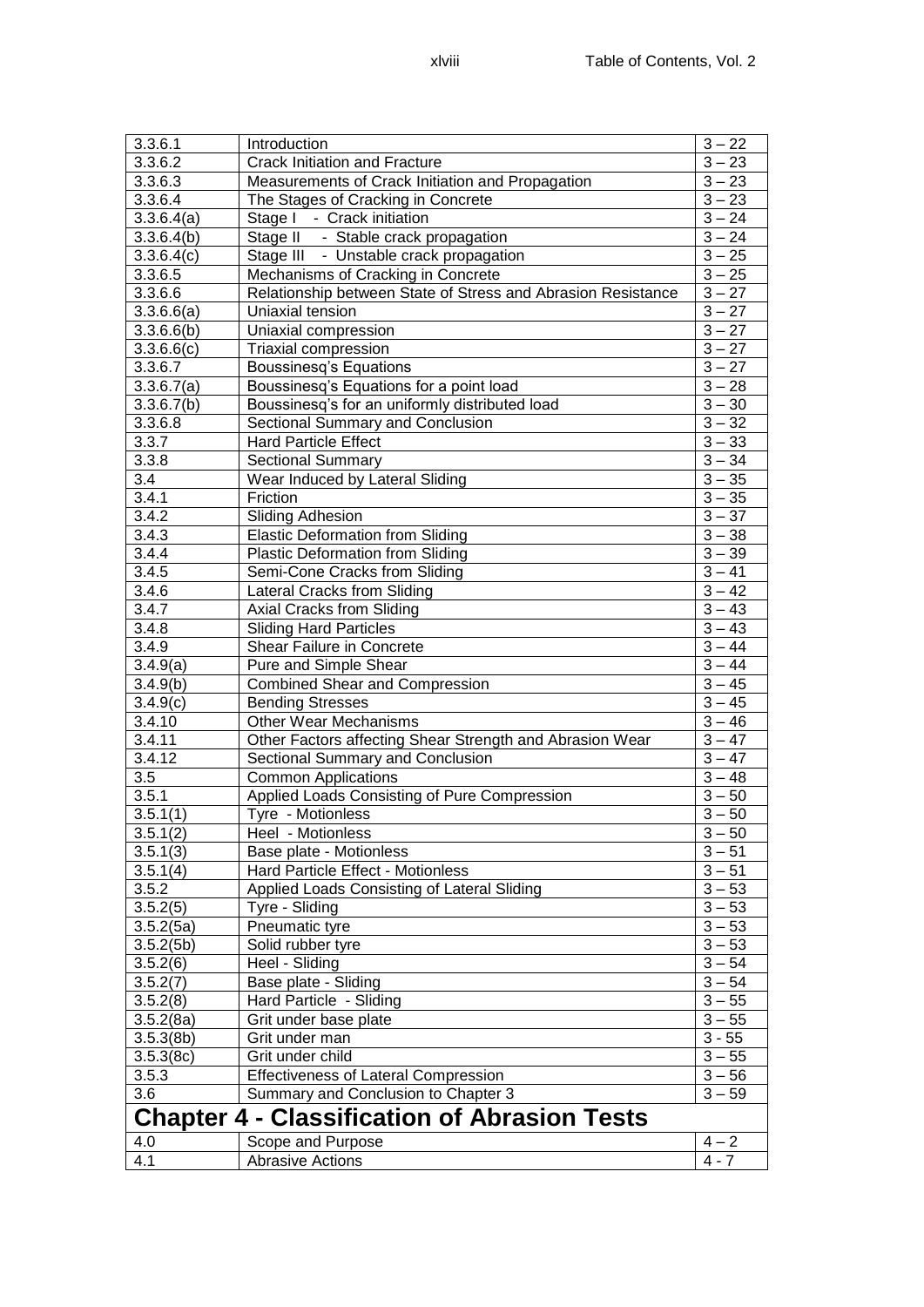| | | |
|---|---|---|
| 3.3.6.1 | Introduction | 3 – 22 |
| 3.3.6.2 | Crack Initiation and Fracture | 3 – 23 |
| 3.3.6.3 | Measurements of Crack Initiation and Propagation | 3 – 23 |
| 3.3.6.4 | The Stages of Cracking in Concrete | 3 – 23 |
| 3.3.6.4(a) | Stage I - Crack initiation | 3 – 24 |
| 3.3.6.4(b) | Stage II - Stable crack propagation | 3 – 24 |
| 3.3.6.4(c) | Stage III - Unstable crack propagation | 3 – 25 |
| 3.3.6.5 | Mechanisms of Cracking in Concrete | 3 – 25 |
| 3.3.6.6 | Relationship between State of Stress and Abrasion Resistance | 3 – 27 |
| 3.3.6.6(a) | Uniaxial tension | 3 – 27 |
| 3.3.6.6(b) | Uniaxial compression | 3 – 27 |
| 3.3.6.6(c) | Triaxial compression | 3 – 27 |
| 3.3.6.7 | Boussinesq's Equations | 3 – 27 |
| 3.3.6.7(a) | Boussinesq's Equations for a point load | 3 – 28 |
| 3.3.6.7(b) | Boussinesq's for an uniformly distributed load | 3 – 30 |
| 3.3.6.8 | Sectional Summary and Conclusion | 3 – 32 |
| 3.3.7 | Hard Particle Effect | 3 – 33 |
| 3.3.8 | Sectional Summary | 3 – 34 |
| 3.4 | Wear Induced by Lateral Sliding | 3 – 35 |
| 3.4.1 | Friction | 3 – 35 |
| 3.4.2 | Sliding Adhesion | 3 – 37 |
| 3.4.3 | Elastic Deformation from Sliding | 3 – 38 |
| 3.4.4 | Plastic Deformation from Sliding | 3 – 39 |
| 3.4.5 | Semi-Cone Cracks from Sliding | 3 – 41 |
| 3.4.6 | Lateral Cracks from Sliding | 3 – 42 |
| 3.4.7 | Axial Cracks from Sliding | 3 – 43 |
| 3.4.8 | Sliding Hard Particles | 3 – 43 |
| 3.4.9 | Shear Failure in Concrete | 3 – 44 |
| 3.4.9(a) | Pure and Simple Shear | 3 – 44 |
| 3.4.9(b) | Combined Shear and Compression | 3 – 45 |
| 3.4.9(c) | Bending Stresses | 3 – 45 |
| 3.4.10 | Other Wear Mechanisms | 3 – 46 |
| 3.4.11 | Other Factors affecting Shear Strength and Abrasion Wear | 3 – 47 |
| 3.4.12 | Sectional Summary and Conclusion | 3 – 47 |
| 3.5 | Common Applications | 3 – 48 |
| 3.5.1 | Applied Loads Consisting of Pure Compression | 3 – 50 |
| 3.5.1(1) | Tyre - Motionless | 3 – 50 |
| 3.5.1(2) | Heel - Motionless | 3 – 50 |
| 3.5.1(3) | Base plate - Motionless | 3 – 51 |
| 3.5.1(4) | Hard Particle Effect - Motionless | 3 – 51 |
| 3.5.2 | Applied Loads Consisting of Lateral Sliding | 3 – 53 |
| 3.5.2(5) | Tyre - Sliding | 3 – 53 |
| 3.5.2(5a) | Pneumatic tyre | 3 – 53 |
| 3.5.2(5b) | Solid rubber tyre | 3 – 53 |
| 3.5.2(6) | Heel - Sliding | 3 – 54 |
| 3.5.2(7) | Base plate - Sliding | 3 – 54 |
| 3.5.2(8) | Hard Particle - Sliding | 3 – 55 |
| 3.5.2(8a) | Grit under base plate | 3 – 55 |
| 3.5.3(8b) | Grit under man | 3 - 55 |
| 3.5.3(8c) | Grit under child | 3 – 55 |
| 3.5.3 | Effectiveness of Lateral Compression | 3 – 56 |
| 3.6 | Summary and Conclusion to Chapter 3 | 3 – 59 |

## Chapter 4 - Classification of Abrasion Tests

| | | |
|---|---|---|
| 4.0 | Scope and Purpose | 4 – 2 |
| 4.1 | Abrasive Actions | 4 - 7 |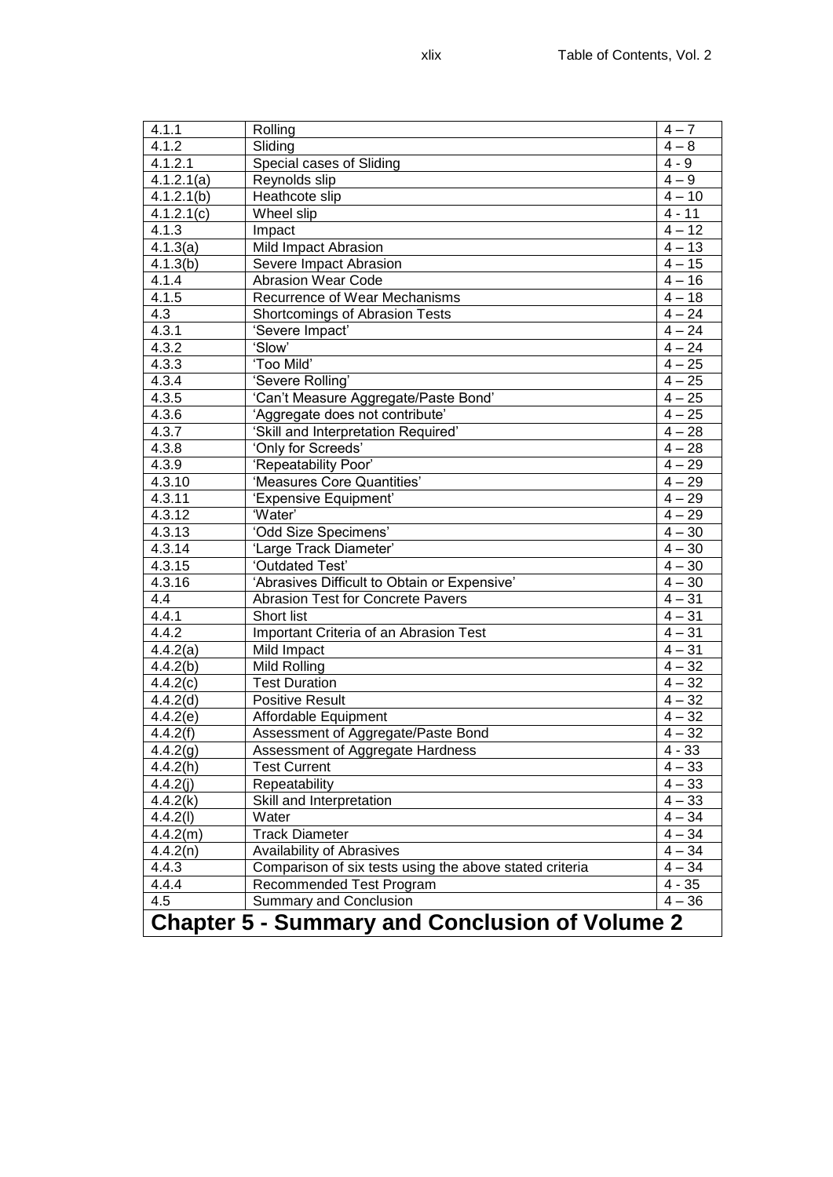| | | |
|---|---|---|
| 4.1.1 | Rolling | 4 – 7 |
| 4.1.2 | Sliding | 4 – 8 |
| 4.1.2.1 | Special cases of Sliding | 4 - 9 |
| 4.1.2.1(a) | Reynolds slip | 4 – 9 |
| 4.1.2.1(b) | Heathcote slip | 4 – 10 |
| 4.1.2.1(c) | Wheel slip | 4 - 11 |
| 4.1.3 | Impact | 4 – 12 |
| 4.1.3(a) | Mild Impact Abrasion | 4 – 13 |
| 4.1.3(b) | Severe Impact Abrasion | 4 – 15 |
| 4.1.4 | Abrasion Wear Code | 4 – 16 |
| 4.1.5 | Recurrence of Wear Mechanisms | 4 – 18 |
| 4.3 | Shortcomings of Abrasion Tests | 4 – 24 |
| 4.3.1 | 'Severe Impact' | 4 – 24 |
| 4.3.2 | 'Slow' | 4 – 24 |
| 4.3.3 | 'Too Mild' | 4 – 25 |
| 4.3.4 | 'Severe Rolling' | 4 – 25 |
| 4.3.5 | 'Can't Measure Aggregate/Paste Bond' | 4 – 25 |
| 4.3.6 | 'Aggregate does not contribute' | 4 – 25 |
| 4.3.7 | 'Skill and Interpretation Required' | 4 – 28 |
| 4.3.8 | 'Only for Screeds' | 4 – 28 |
| 4.3.9 | 'Repeatability Poor' | 4 – 29 |
| 4.3.10 | 'Measures Core Quantities' | 4 – 29 |
| 4.3.11 | 'Expensive Equipment' | 4 – 29 |
| 4.3.12 | 'Water' | 4 – 29 |
| 4.3.13 | 'Odd Size Specimens' | 4 – 30 |
| 4.3.14 | 'Large Track Diameter' | 4 – 30 |
| 4.3.15 | 'Outdated Test' | 4 – 30 |
| 4.3.16 | 'Abrasives Difficult to Obtain or Expensive' | 4 – 30 |
| 4.4 | Abrasion Test for Concrete Pavers | 4 – 31 |
| 4.4.1 | Short list | 4 – 31 |
| 4.4.2 | Important Criteria of an Abrasion Test | 4 – 31 |
| 4.4.2(a) | Mild Impact | 4 – 31 |
| 4.4.2(b) | Mild Rolling | 4 – 32 |
| 4.4.2(c) | Test Duration | 4 – 32 |
| 4.4.2(d) | Positive Result | 4 – 32 |
| 4.4.2(e) | Affordable Equipment | 4 – 32 |
| 4.4.2(f) | Assessment of Aggregate/Paste Bond | 4 – 32 |
| 4.4.2(g) | Assessment of Aggregate Hardness | 4 - 33 |
| 4.4.2(h) | Test Current | 4 – 33 |
| 4.4.2(j) | Repeatability | 4 – 33 |
| 4.4.2(k) | Skill and Interpretation | 4 – 33 |
| 4.4.2(l) | Water | 4 – 34 |
| 4.4.2(m) | Track Diameter | 4 – 34 |
| 4.4.2(n) | Availability of Abrasives | 4 – 34 |
| 4.4.3 | Comparison of six tests using the above stated criteria | 4 – 34 |
| 4.4.4 | Recommended Test Program | 4 - 35 |
| 4.5 | Summary and Conclusion | 4 – 36 |

## Chapter 5 - Summary and Conclusion of Volume 2